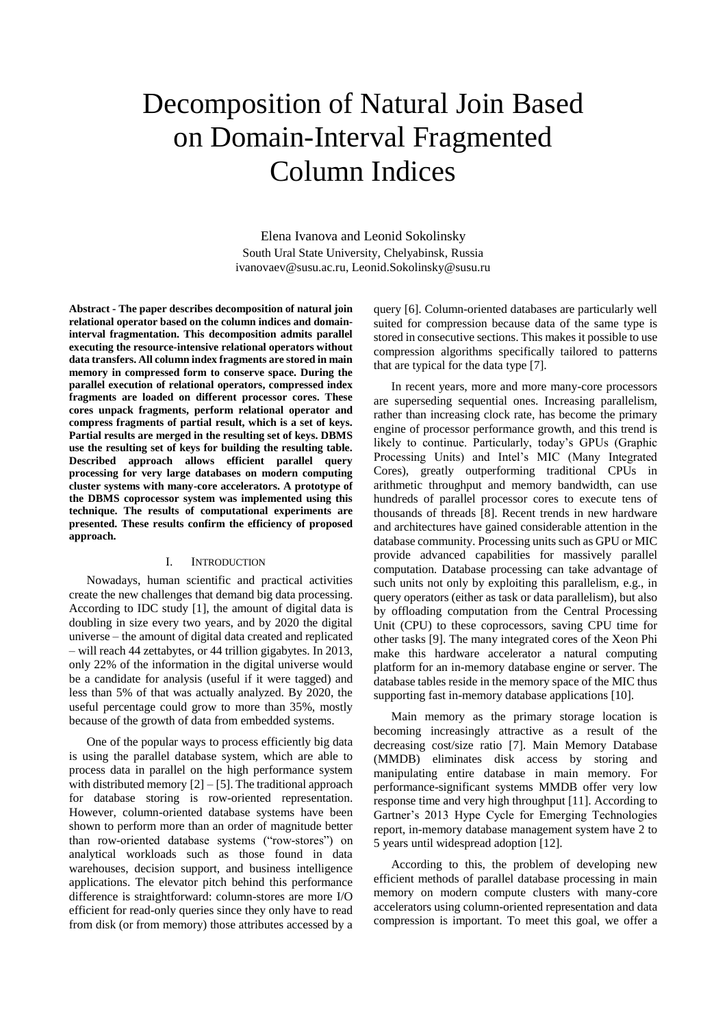# Decomposition of Natural Join Based on Domain-Interval Fragmented Column Indices

Elena Ivanova and Leonid Sokolinsky
South Ural State University, Chelyabinsk, Russia
ivanovaev@susu.ac.ru, Leonid.Sokolinsky@susu.ru

**Abstract - The paper describes decomposition of natural join relational operator based on the column indices and domain-interval fragmentation. This decomposition admits parallel executing the resource-intensive relational operators without data transfers. All column index fragments are stored in main memory in compressed form to conserve space. During the parallel execution of relational operators, compressed index fragments are loaded on different processor cores. These cores unpack fragments, perform relational operator and compress fragments of partial result, which is a set of keys. Partial results are merged in the resulting set of keys. DBMS use the resulting set of keys for building the resulting table. Described approach allows efficient parallel query processing for very large databases on modern computing cluster systems with many-core accelerators. A prototype of the DBMS coprocessor system was implemented using this technique. The results of computational experiments are presented. These results confirm the efficiency of proposed approach.**

## I. Introduction

Nowadays, human scientific and practical activities create the new challenges that demand big data processing. According to IDC study [1], the amount of digital data is doubling in size every two years, and by 2020 the digital universe – the amount of digital data created and replicated – will reach 44 zettabytes, or 44 trillion gigabytes. In 2013, only 22% of the information in the digital universe would be a candidate for analysis (useful if it were tagged) and less than 5% of that was actually analyzed. By 2020, the useful percentage could grow to more than 35%, mostly because of the growth of data from embedded systems.

One of the popular ways to process efficiently big data is using the parallel database system, which are able to process data in parallel on the high performance system with distributed memory [2] – [5]. The traditional approach for database storing is row-oriented representation. However, column-oriented database systems have been shown to perform more than an order of magnitude better than row-oriented database systems ("row-stores") on analytical workloads such as those found in data warehouses, decision support, and business intelligence applications. The elevator pitch behind this performance difference is straightforward: column-stores are more I/O efficient for read-only queries since they only have to read from disk (or from memory) those attributes accessed by a query [6]. Column-oriented databases are particularly well suited for compression because data of the same type is stored in consecutive sections. This makes it possible to use compression algorithms specifically tailored to patterns that are typical for the data type [7].

In recent years, more and more many-core processors are superseding sequential ones. Increasing parallelism, rather than increasing clock rate, has become the primary engine of processor performance growth, and this trend is likely to continue. Particularly, today's GPUs (Graphic Processing Units) and Intel's MIC (Many Integrated Cores), greatly outperforming traditional CPUs in arithmetic throughput and memory bandwidth, can use hundreds of parallel processor cores to execute tens of thousands of threads [8]. Recent trends in new hardware and architectures have gained considerable attention in the database community. Processing units such as GPU or MIC provide advanced capabilities for massively parallel computation. Database processing can take advantage of such units not only by exploiting this parallelism, e.g., in query operators (either as task or data parallelism), but also by offloading computation from the Central Processing Unit (CPU) to these coprocessors, saving CPU time for other tasks [9]. The many integrated cores of the Xeon Phi make this hardware accelerator a natural computing platform for an in-memory database engine or server. The database tables reside in the memory space of the MIC thus supporting fast in-memory database applications [10].

Main memory as the primary storage location is becoming increasingly attractive as a result of the decreasing cost/size ratio [7]. Main Memory Database (MMDB) eliminates disk access by storing and manipulating entire database in main memory. For performance-significant systems MMDB offer very low response time and very high throughput [11]. According to Gartner's 2013 Hype Cycle for Emerging Technologies report, in-memory database management system have 2 to 5 years until widespread adoption [12].

According to this, the problem of developing new efficient methods of parallel database processing in main memory on modern compute clusters with many-core accelerators using column-oriented representation and data compression is important. To meet this goal, we offer a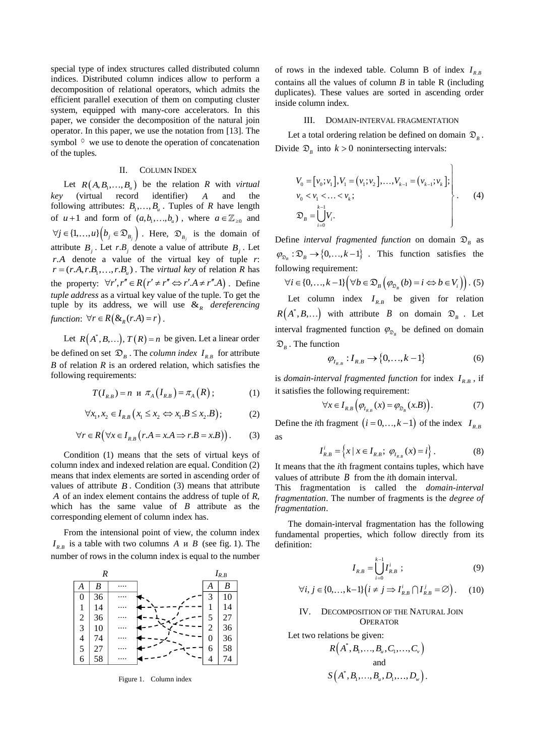special type of index structures called distributed column indices. Distributed column indices allow to perform a decomposition of relational operators, which admits the efficient parallel execution of them on computing cluster system, equipped with many-core accelerators. In this paper, we consider the decomposition of the natural join operator. In this paper, we use the notation from [13]. The symbol $\circ$ we use to denote the operation of concatenation of the tuples.

## II. Column Index

Let $R(A, B_1, \ldots, B_u)$ be the relation $R$ with *virtual key* (virtual record identifier) $A$ and the following attributes: $B_1, \ldots, B_u$. Tuples of $R$ have length of $u+1$ and form of $(a, b_1, \ldots, b_u)$, where $a \in \mathbb{Z}_{\geq 0}$ and $\forall j \in \{1, \ldots, u\}\left(b_j \in \mathfrak{D}_{B_j}\right)$. Here, $\mathfrak{D}_{B_j}$ is the domain of attribute $B_j$. Let $r.B_j$ denote a value of attribute $B_j$. Let $r.A$ denote a value of the virtual key of tuple $r$: $r = (r.A, r.B_1, \ldots, r.B_u)$. The *virtual key* of relation $R$ has the property: $\forall r', r'' \in R\left(r' \neq r'' \Leftrightarrow r'.A \neq r''.A\right)$. Define *tuple address* as a virtual key value of the tuple. To get the tuple by its address, we will use $\&_R$ *dereferencing function*: $\forall r \in R\left(\&_R(r.A) = r\right)$.

Let $R(A^*, B, \ldots)$, $T(R) = n$ be given. Let a linear order be defined on set $\mathfrak{D}_B$. The *column index* $I_{R.B}$ for attribute $B$ of relation $R$ is an ordered relation, which satisfies the following requirements:

$$T(I_{R.B}) = n \text{ и } \pi_A\left(I_{R.B}\right) = \pi_A\left(R\right); \tag{1}$$

$$\forall x_1, x_2 \in I_{R.B}\left(x_1 \leq x_2 \Leftrightarrow x_1.B \leq x_2.B\right); \tag{2}$$

$$\forall r \in R\left(\forall x \in I_{R.B}\left(r.A = x.A \Rightarrow r.B = x.B\right)\right). \tag{3}$$

Condition (1) means that the sets of virtual keys of column index and indexed relation are equal. Condition (2) means that index elements are sorted in ascending order of values of attribute $B$. Condition (3) means that attribute $A$ of an index element contains the address of tuple of $R$, which has the same value of $B$ attribute as the corresponding element of column index has.

From the intensional point of view, the column index $I_{R.B}$ is a table with two columns $A$ и $B$ (see fig. 1). The number of rows in the column index is equal to the number of rows in the indexed table. Column B of index $I_{R.B}$ contains all the values of column $B$ in table R (including duplicates). These values are sorted in ascending order inside column index.

$R$:

| A | B | .... |
|---|---|---|
| 0 | 36 | .... |
| 1 | 14 | .... |
| 2 | 36 | .... |
| 3 | 10 | .... |
| 4 | 74 | .... |
| 5 | 27 | .... |
| 6 | 58 | .... |

$I_{R.B}$:

| A | B |
|---|---|
| 3 | 10 |
| 1 | 14 |
| 5 | 27 |
| 2 | 36 |
| 0 | 36 |
| 6 | 58 |
| 4 | 74 |

Figure 1. Column index

## III. Domain-Interval Fragmentation

Let a total ordering relation be defined on domain $\mathfrak{D}_B$. Divide $\mathfrak{D}_B$ into $k > 0$ nonintersecting intervals:

$$\left.\begin{array}{l} V_0 = [v_0; v_1], V_1 = (v_1; v_2], \ldots, V_{k-1} = (v_{k-1}; v_k]; \\ v_0 < v_1 < \ldots < v_k; \\ \mathfrak{D}_B = \bigcup_{i=0}^{k-1} V_i. \end{array}\right\} \tag{4}$$

Define *interval fragmented function* on domain $\mathfrak{D}_B$ as $\varphi_{\mathfrak{D}_B} : \mathfrak{D}_B \to \{0, \ldots, k-1\}$. This function satisfies the following requirement:

$$\forall i \in \{0, \ldots, k-1\}\left(\forall b \in \mathfrak{D}_B\left(\varphi_{\mathfrak{D}_B}(b) = i \Leftrightarrow b \in V_i\right)\right). \tag{5}$$

Let column index $I_{R.B}$ be given for relation $R(A^*, B, \ldots)$ with attribute $B$ on domain $\mathfrak{D}_B$. Let interval fragmented function $\varphi_{\mathfrak{D}_B}$ be defined on domain $\mathfrak{D}_B$. The function

$$\varphi_{I_{R.B}} : I_{R.B} \to \{0, \ldots, k-1\} \tag{6}$$

is *domain-interval fragmented function* for index $I_{R.B}$, if it satisfies the following requirement:

$$\forall x \in I_{R.B}\left(\varphi_{I_{R.B}}(x) = \varphi_{\mathfrak{D}_B}(x.B)\right). \tag{7}$$

Define the *i*th fragment $(i = 0, \ldots, k-1)$ of the index $I_{R.B}$ as

$$I_{R.B}^i = \left\{x \mid x \in I_{R.B};\ \varphi_{I_{R.B}}(x) = i\right\}. \tag{8}$$

It means that the *i*th fragment contains tuples, which have values of attribute $B$ from the *i*th domain interval.
This fragmentation is called the *domain-interval fragmentation*. The number of fragments is the *degree of fragmentation*.

The domain-interval fragmentation has the following fundamental properties, which follow directly from its definition:

$$I_{R.B} = \bigcup_{i=0}^{k-1} I_{R.B}^i; \tag{9}$$

$$\forall i, j \in \{0, \ldots, k-1\}\left(i \neq j \Rightarrow I_{R.B}^i \cap I_{R.B}^j = \varnothing\right). \tag{10}$$

## IV. Decomposition of the Natural Join Operator

Let two relations be given:

$$R\left(A^*, B_1, \ldots, B_u, C_1, \ldots, C_v\right)$$

and

$$S\left(A^*, B_1, \ldots, B_u, D_1, \ldots, D_w\right).$$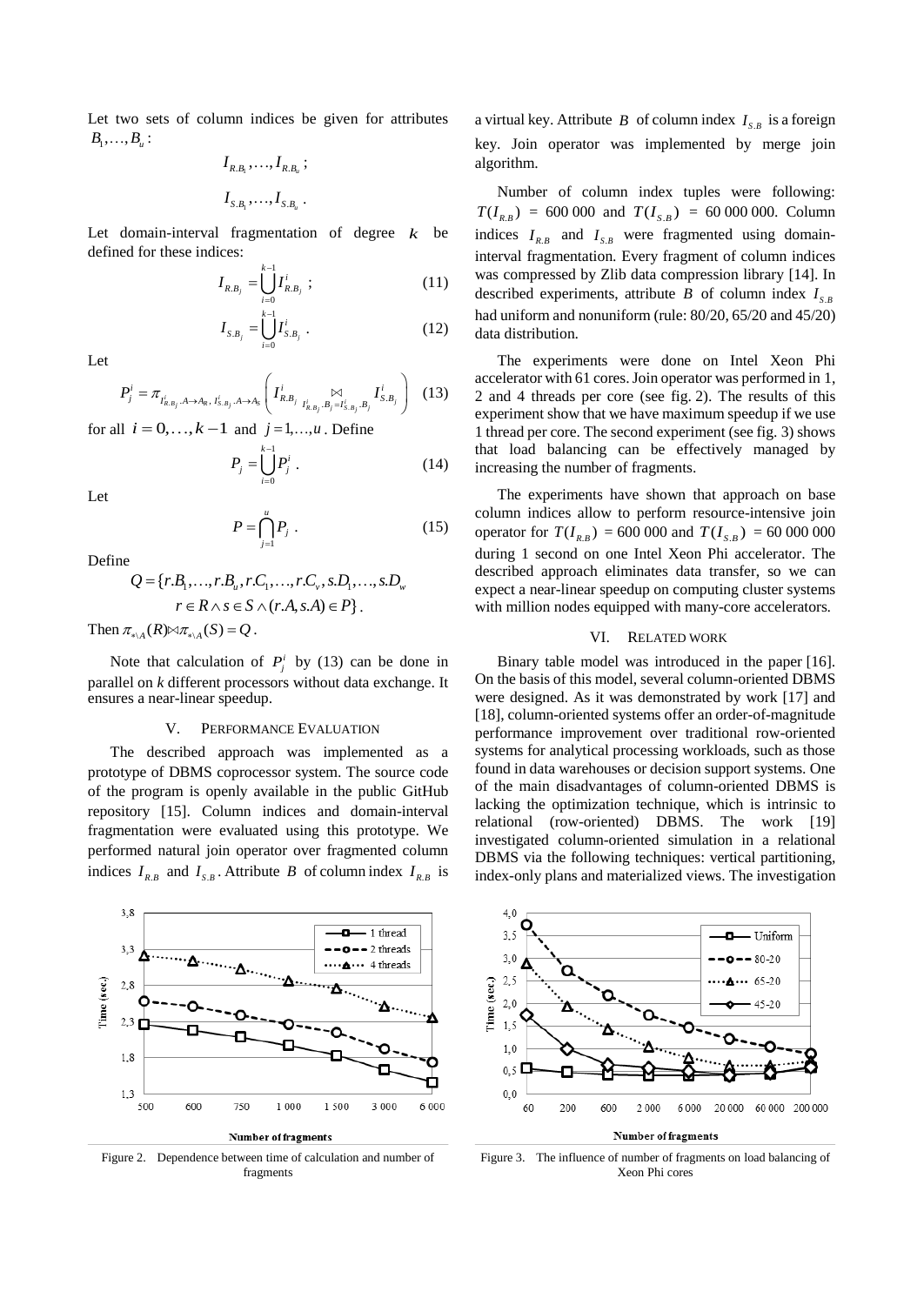Let two sets of column indices be given for attributes $B_1,\ldots,B_u$:

$$I_{R.B_1},\ldots,I_{R.B_u};$$

$$I_{S.B_1},\ldots,I_{S.B_u}.$$

Let domain-interval fragmentation of degree $k$ be defined for these indices:

$$I_{R.B_j}=\bigcup_{i=0}^{k-1} I^i_{R.B_j}; \tag{11}$$

$$I_{S.B_j}=\bigcup_{i=0}^{k-1} I^i_{S.B_j}. \tag{12}$$

Let

$$P^i_j=\pi_{I^i_{R.B_j}.A\to A_R,\, I^i_{S.B_j}.A\to A_S}\left(I^i_{R.B_j}\underset{I^i_{R.B_j}.B_j=I^i_{S.B_j}.B_j}{\bowtie} I^i_{S.B_j}\right) \tag{13}$$

for all $i=0,\ldots,k-1$ and $j=1,\ldots,u$. Define

$$P_j=\bigcup_{i=0}^{k-1} P^i_j. \tag{14}$$

Let

$$P=\bigcap_{j=1}^{u} P_j. \tag{15}$$

Define

$$Q=\{r.B_1,\ldots,r.B_u,r.C_1,\ldots,r.C_v,s.D_1,\ldots,s.D_w \mid r\in R\wedge s\in S\wedge (r.A,s.A)\in P\}.$$

Then $\pi_{*\setminus A}(R)\bowtie\pi_{*\setminus A}(S)=Q$.

Note that calculation of $P^i_j$ by (13) can be done in parallel on *k* different processors without data exchange. It ensures a near-linear speedup.

## V. Performance Evaluation

The described approach was implemented as a prototype of DBMS coprocessor system. The source code of the program is openly available in the public GitHub repository [15]. Column indices and domain-interval fragmentation were evaluated using this prototype. We performed natural join operator over fragmented column indices $I_{R.B}$ and $I_{S.B}$. Attribute $B$ of column index $I_{R.B}$ is a virtual key. Attribute $B$ of column index $I_{S.B}$ is a foreign key. Join operator was implemented by merge join algorithm.

Number of column index tuples were following: $T(I_{R.B})$ = 600 000 and $T(I_{S.B})$ = 60 000 000. Column indices $I_{R.B}$ and $I_{S.B}$ were fragmented using domain-interval fragmentation. Every fragment of column indices was compressed by Zlib data compression library [14]. In described experiments, attribute $B$ of column index $I_{S.B}$ had uniform and nonuniform (rule: 80/20, 65/20 and 45/20) data distribution.

The experiments were done on Intel Xeon Phi accelerator with 61 cores. Join operator was performed in 1, 2 and 4 threads per core (see fig. 2). The results of this experiment show that we have maximum speedup if we use 1 thread per core. The second experiment (see fig. 3) shows that load balancing can be effectively managed by increasing the number of fragments.

The experiments have shown that approach on base column indices allow to perform resource-intensive join operator for $T(I_{R.B})$ = 600 000 and $T(I_{S.B})$ = 60 000 000 during 1 second on one Intel Xeon Phi accelerator. The described approach eliminates data transfer, so we can expect a near-linear speedup on computing cluster systems with million nodes equipped with many-core accelerators.

## VI. Related Work

Binary table model was introduced in the paper [16]. On the basis of this model, several column-oriented DBMS were designed. As it was demonstrated by work [17] and [18], column-oriented systems offer an order-of-magnitude performance improvement over traditional row-oriented systems for analytical processing workloads, such as those found in data warehouses or decision support systems. One of the main disadvantages of column-oriented DBMS is lacking the optimization technique, which is intrinsic to relational (row-oriented) DBMS. The work [19] investigated column-oriented simulation in a relational DBMS via the following techniques: vertical partitioning, index-only plans and materialized views. The investigation

Figure 2. Dependence between time of calculation and number of fragments

Figure 3. The influence of number of fragments on load balancing of Xeon Phi cores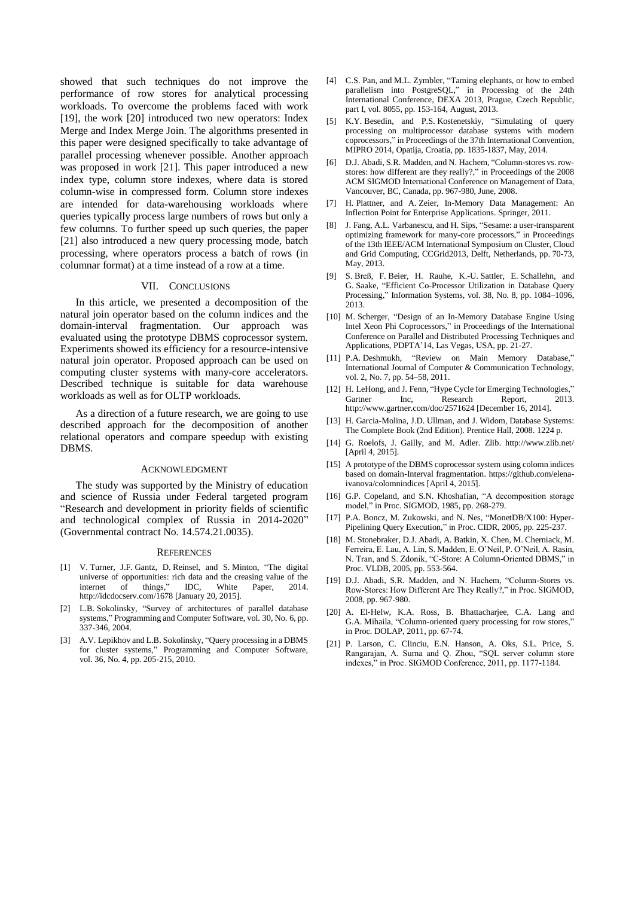showed that such techniques do not improve the performance of row stores for analytical processing workloads. To overcome the problems faced with work [19], the work [20] introduced two new operators: Index Merge and Index Merge Join. The algorithms presented in this paper were designed specifically to take advantage of parallel processing whenever possible. Another approach was proposed in work [21]. This paper introduced a new index type, column store indexes, where data is stored column-wise in compressed form. Column store indexes are intended for data-warehousing workloads where queries typically process large numbers of rows but only a few columns. To further speed up such queries, the paper [21] also introduced a new query processing mode, batch processing, where operators process a batch of rows (in columnar format) at a time instead of a row at a time.

## VII. Conclusions

In this article, we presented a decomposition of the natural join operator based on the column indices and the domain-interval fragmentation. Our approach was evaluated using the prototype DBMS coprocessor system. Experiments showed its efficiency for a resource-intensive natural join operator. Proposed approach can be used on computing cluster systems with many-core accelerators. Described technique is suitable for data warehouse workloads as well as for OLTP workloads.

As a direction of a future research, we are going to use described approach for the decomposition of another relational operators and compare speedup with existing DBMS.

## Acknowledgment

The study was supported by the Ministry of education and science of Russia under Federal targeted program "Research and development in priority fields of scientific and technological complex of Russia in 2014-2020" (Governmental contract No. 14.574.21.0035).

## References

[1] V. Turner, J.F. Gantz, D. Reinsel, and S. Minton, "The digital universe of opportunities: rich data and the creasing value of the internet of things," IDC, White Paper, 2014. http://idcdocserv.com/1678 [January 20, 2015].

[2] L.B. Sokolinsky, "Survey of architectures of parallel database systems," Programming and Computer Software, vol. 30, No. 6, pp. 337-346, 2004.

[3] A.V. Lepikhov and L.B. Sokolinsky, "Query processing in a DBMS for cluster systems," Programming and Computer Software, vol. 36, No. 4, pp. 205-215, 2010.

[4] C.S. Pan, and M.L. Zymbler, "Taming elephants, or how to embed parallelism into PostgreSQL," in Processing of the 24th International Conference, DEXA 2013, Prague, Czech Republic, part I, vol. 8055, pp. 153-164, August, 2013.

[5] K.Y. Besedin, and P.S. Kostenetskiy, "Simulating of query processing on multiprocessor database systems with modern coprocessors," in Proceedings of the 37th International Convention, MIPRO 2014, Opatija, Croatia, pp. 1835-1837, May, 2014.

[6] D.J. Abadi, S.R. Madden, and N. Hachem, "Column-stores vs. row-stores: how different are they really?," in Proceedings of the 2008 ACM SIGMOD International Conference on Management of Data, Vancouver, BC, Canada, pp. 967-980, June, 2008.

[7] H. Plattner, and A. Zeier, In-Memory Data Management: An Inflection Point for Enterprise Applications. Springer, 2011.

[8] J. Fang, A.L. Varbanescu, and H. Sips, "Sesame: a user-transparent optimizing framework for many-core processors," in Proceedings of the 13th IEEE/ACM International Symposium on Cluster, Cloud and Grid Computing, CCGrid2013, Delft, Netherlands, pp. 70-73, May, 2013.

[9] S. Breß, F. Beier, H. Rauhe, K.-U. Sattler, E. Schallehn, and G. Saake, "Efficient Co-Processor Utilization in Database Query Processing," Information Systems, vol. 38, No. 8, pp. 1084–1096, 2013.

[10] M. Scherger, "Design of an In-Memory Database Engine Using Intel Xeon Phi Coprocessors," in Proceedings of the International Conference on Parallel and Distributed Processing Techniques and Applications, PDPTA'14, Las Vegas, USA, pp. 21-27.

[11] P.A. Deshmukh, "Review on Main Memory Database," International Journal of Computer & Communication Technology, vol. 2, No. 7, pp. 54–58, 2011.

[12] H. LeHong, and J. Fenn, "Hype Cycle for Emerging Technologies," Gartner Inc, Research Report, 2013. http://www.gartner.com/doc/2571624 [December 16, 2014].

[13] H. Garcia-Molina, J.D. Ullman, and J. Widom, Database Systems: The Complete Book (2nd Edition). Prentice Hall, 2008. 1224 p.

[14] G. Roelofs, J. Gailly, and M. Adler. Zlib. http://www.zlib.net/ [April 4, 2015].

[15] A prototype of the DBMS coprocessor system using colomn indices based on domain-Interval fragmentation. https://github.com/elena-ivanova/colomnindices [April 4, 2015].

[16] G.P. Copeland, and S.N. Khoshafian, "A decomposition storage model," in Proc. SIGMOD, 1985, pp. 268-279.

[17] P.A. Boncz, M. Zukowski, and N. Nes, "MonetDB/X100: Hyper-Pipelining Query Execution," in Proc. CIDR, 2005, pp. 225-237.

[18] M. Stonebraker, D.J. Abadi, A. Batkin, X. Chen, M. Cherniack, M. Ferreira, E. Lau, A. Lin, S. Madden, E. O'Neil, P. O'Neil, A. Rasin, N. Tran, and S. Zdonik, "C-Store: A Column-Oriented DBMS," in Proc. VLDB, 2005, pp. 553-564.

[19] D.J. Abadi, S.R. Madden, and N. Hachem, "Column-Stores vs. Row-Stores: How Different Are They Really?," in Proc. SIGMOD, 2008, pp. 967-980.

[20] A. El-Helw, K.A. Ross, B. Bhattacharjee, C.A. Lang and G.A. Mihaila, "Column-oriented query processing for row stores," in Proc. DOLAP, 2011, pp. 67-74.

[21] P. Larson, C. Clinciu, E.N. Hanson, A. Oks, S.L. Price, S. Rangarajan, A. Surna and Q. Zhou, "SQL server column store indexes," in Proc. SIGMOD Conference, 2011, pp. 1177-1184.